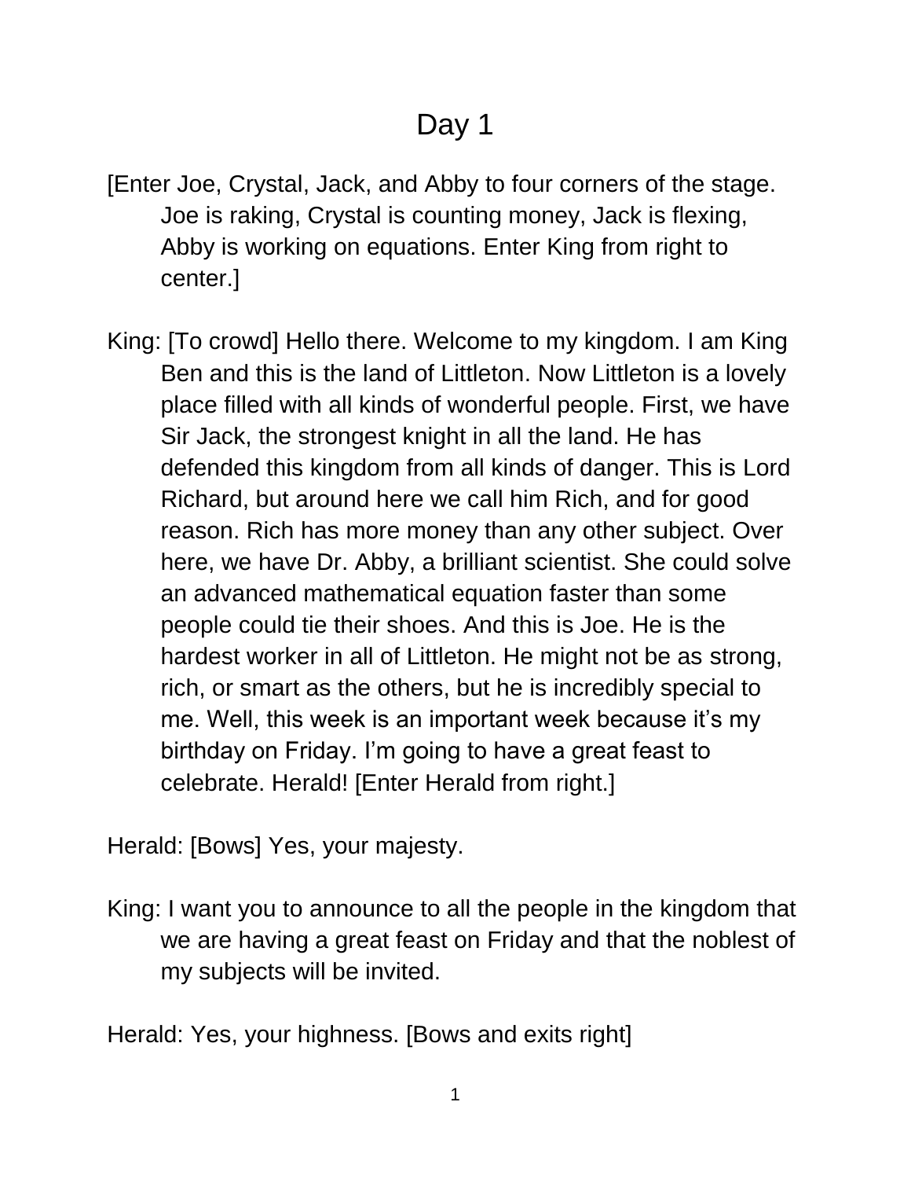# Day 1

[Enter Joe, Crystal, Jack, and Abby to four corners of the stage. Joe is raking, Crystal is counting money, Jack is flexing, Abby is working on equations. Enter King from right to center.]

King: [To crowd] Hello there. Welcome to my kingdom. I am King Ben and this is the land of Littleton. Now Littleton is a lovely place filled with all kinds of wonderful people. First, we have Sir Jack, the strongest knight in all the land. He has defended this kingdom from all kinds of danger. This is Lord Richard, but around here we call him Rich, and for good reason. Rich has more money than any other subject. Over here, we have Dr. Abby, a brilliant scientist. She could solve an advanced mathematical equation faster than some people could tie their shoes. And this is Joe. He is the hardest worker in all of Littleton. He might not be as strong, rich, or smart as the others, but he is incredibly special to me. Well, this week is an important week because it's my birthday on Friday. I'm going to have a great feast to celebrate. Herald! [Enter Herald from right.]

Herald: [Bows] Yes, your majesty.

King: I want you to announce to all the people in the kingdom that we are having a great feast on Friday and that the noblest of my subjects will be invited.

Herald: Yes, your highness. [Bows and exits right]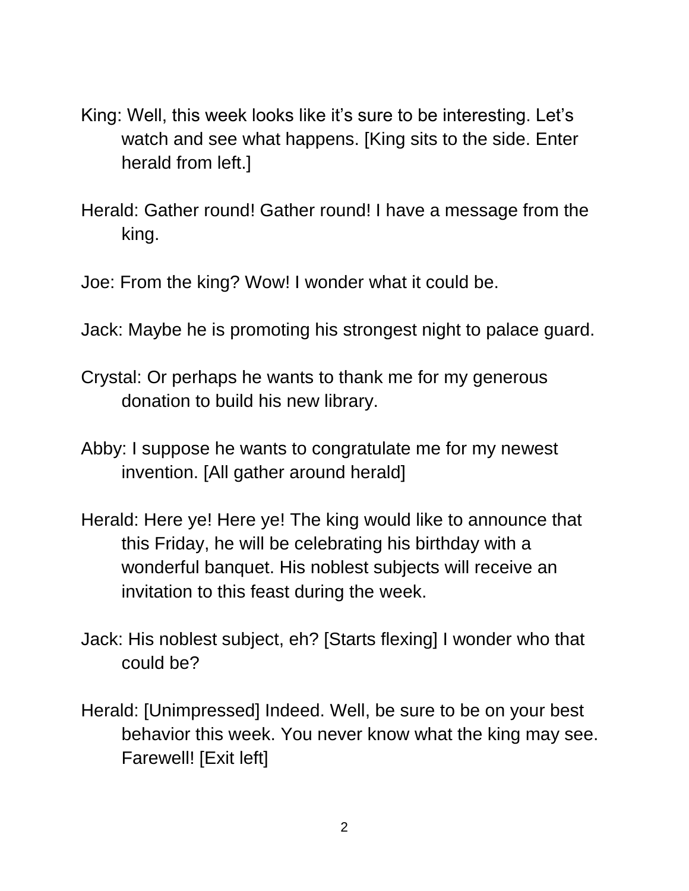King: Well, this week looks like it’s sure to be interesting. Let’s watch and see what happens. [King sits to the side. Enter herald from left.]

Herald: Gather round! Gather round! I have a message from the king.

Joe: From the king? Wow! I wonder what it could be.

Jack: Maybe he is promoting his strongest night to palace guard.

Crystal: Or perhaps he wants to thank me for my generous donation to build his new library.

Abby: I suppose he wants to congratulate me for my newest invention. [All gather around herald]

Herald: Here ye! Here ye! The king would like to announce that this Friday, he will be celebrating his birthday with a wonderful banquet. His noblest subjects will receive an invitation to this feast during the week.

Jack: His noblest subject, eh? [Starts flexing] I wonder who that could be?

Herald: [Unimpressed] Indeed. Well, be sure to be on your best behavior this week. You never know what the king may see. Farewell! [Exit left]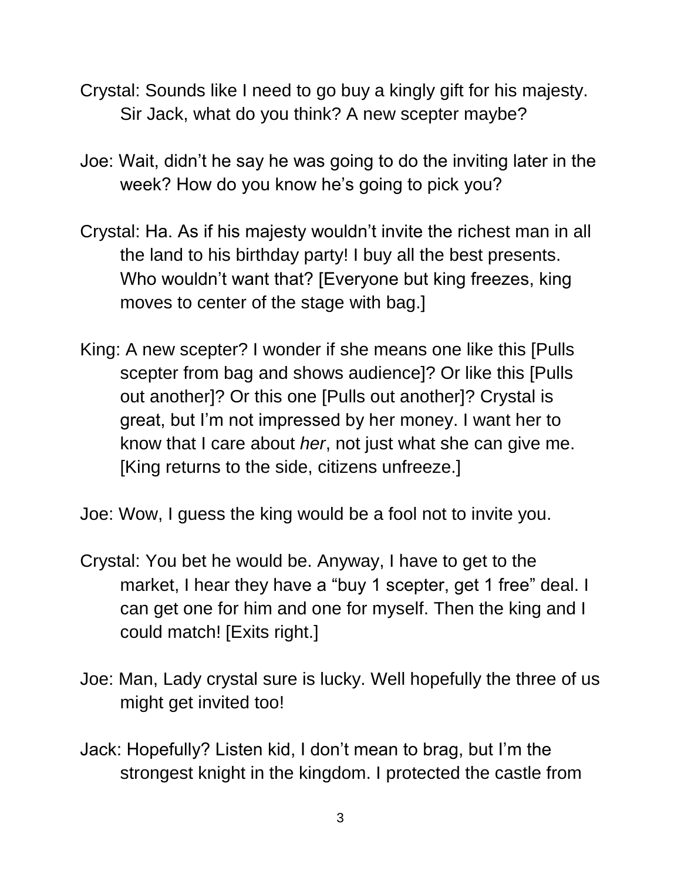Crystal: Sounds like I need to go buy a kingly gift for his majesty. Sir Jack, what do you think? A new scepter maybe?

Joe: Wait, didn't he say he was going to do the inviting later in the week? How do you know he's going to pick you?

Crystal: Ha. As if his majesty wouldn't invite the richest man in all the land to his birthday party! I buy all the best presents. Who wouldn't want that? [Everyone but king freezes, king moves to center of the stage with bag.]

King: A new scepter? I wonder if she means one like this [Pulls scepter from bag and shows audience]? Or like this [Pulls out another]? Or this one [Pulls out another]? Crystal is great, but I'm not impressed by her money. I want her to know that I care about *her*, not just what she can give me. [King returns to the side, citizens unfreeze.]

Joe: Wow, I guess the king would be a fool not to invite you.

Crystal: You bet he would be. Anyway, I have to get to the market, I hear they have a "buy 1 scepter, get 1 free" deal. I can get one for him and one for myself. Then the king and I could match! [Exits right.]

Joe: Man, Lady crystal sure is lucky. Well hopefully the three of us might get invited too!

Jack: Hopefully? Listen kid, I don't mean to brag, but I'm the strongest knight in the kingdom. I protected the castle from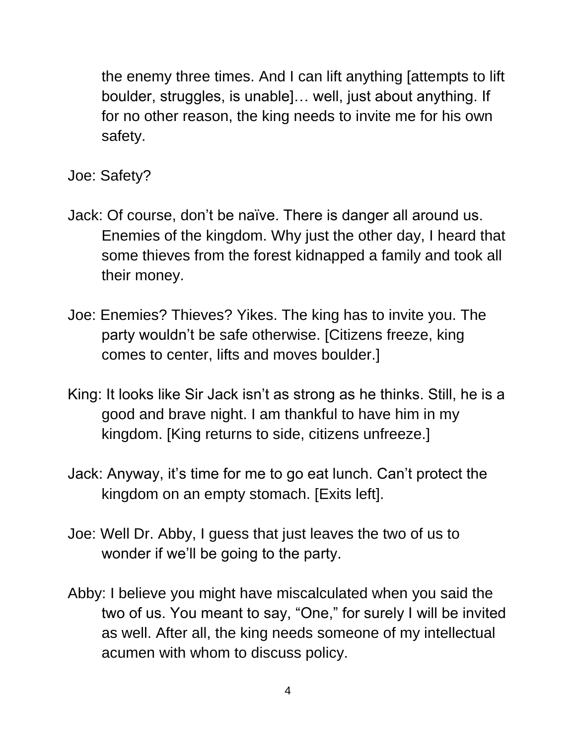the enemy three times. And I can lift anything [attempts to lift boulder, struggles, is unable]… well, just about anything. If for no other reason, the king needs to invite me for his own safety.

Joe: Safety?

Jack: Of course, don't be naïve. There is danger all around us. Enemies of the kingdom. Why just the other day, I heard that some thieves from the forest kidnapped a family and took all their money.

Joe: Enemies? Thieves? Yikes. The king has to invite you. The party wouldn't be safe otherwise. [Citizens freeze, king comes to center, lifts and moves boulder.]

King: It looks like Sir Jack isn't as strong as he thinks. Still, he is a good and brave night. I am thankful to have him in my kingdom. [King returns to side, citizens unfreeze.]

Jack: Anyway, it's time for me to go eat lunch. Can't protect the kingdom on an empty stomach. [Exits left].

Joe: Well Dr. Abby, I guess that just leaves the two of us to wonder if we'll be going to the party.

Abby: I believe you might have miscalculated when you said the two of us. You meant to say, "One," for surely I will be invited as well. After all, the king needs someone of my intellectual acumen with whom to discuss policy.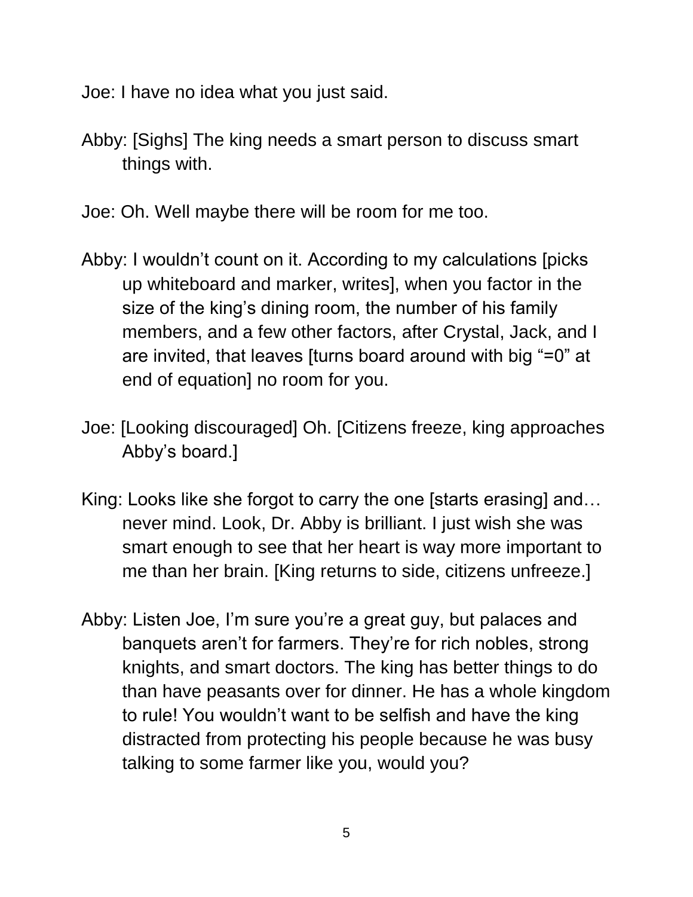Joe: I have no idea what you just said.

Abby: [Sighs] The king needs a smart person to discuss smart things with.

Joe: Oh. Well maybe there will be room for me too.

Abby: I wouldn't count on it. According to my calculations [picks up whiteboard and marker, writes], when you factor in the size of the king's dining room, the number of his family members, and a few other factors, after Crystal, Jack, and I are invited, that leaves [turns board around with big "=0" at end of equation] no room for you.

Joe: [Looking discouraged] Oh. [Citizens freeze, king approaches Abby's board.]

King: Looks like she forgot to carry the one [starts erasing] and… never mind. Look, Dr. Abby is brilliant. I just wish she was smart enough to see that her heart is way more important to me than her brain. [King returns to side, citizens unfreeze.]

Abby: Listen Joe, I'm sure you're a great guy, but palaces and banquets aren't for farmers. They're for rich nobles, strong knights, and smart doctors. The king has better things to do than have peasants over for dinner. He has a whole kingdom to rule! You wouldn't want to be selfish and have the king distracted from protecting his people because he was busy talking to some farmer like you, would you?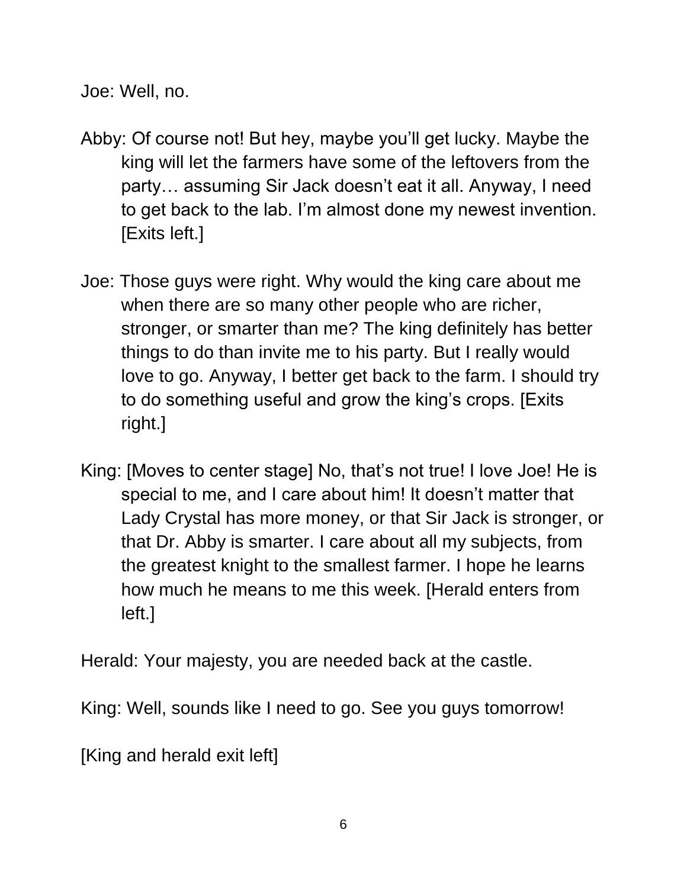Joe: Well, no.

Abby: Of course not! But hey, maybe you'll get lucky. Maybe the king will let the farmers have some of the leftovers from the party… assuming Sir Jack doesn't eat it all. Anyway, I need to get back to the lab. I'm almost done my newest invention. [Exits left.]

Joe: Those guys were right. Why would the king care about me when there are so many other people who are richer, stronger, or smarter than me? The king definitely has better things to do than invite me to his party. But I really would love to go. Anyway, I better get back to the farm. I should try to do something useful and grow the king's crops. [Exits right.]

King: [Moves to center stage] No, that's not true! I love Joe! He is special to me, and I care about him! It doesn't matter that Lady Crystal has more money, or that Sir Jack is stronger, or that Dr. Abby is smarter. I care about all my subjects, from the greatest knight to the smallest farmer. I hope he learns how much he means to me this week. [Herald enters from left.]

Herald: Your majesty, you are needed back at the castle.

King: Well, sounds like I need to go. See you guys tomorrow!

[King and herald exit left]